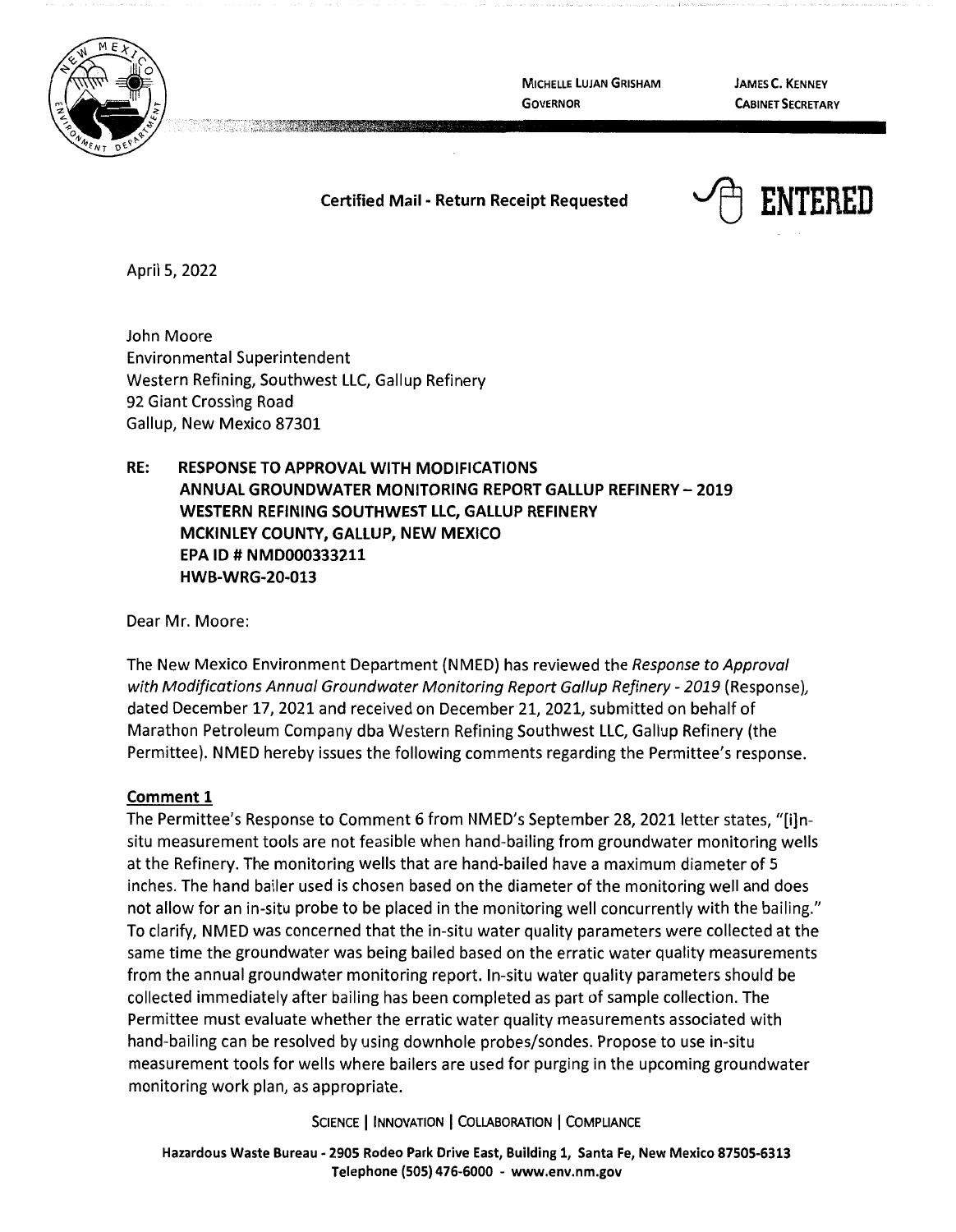MICHELLE LUJAN GRISHAM
GOVERNOR

JAMES C. KENNEY
CABINET SECRETARY

**Certified Mail - Return Receipt Requested**

**ENTERED**

April 5, 2022

John Moore
Environmental Superintendent
Western Refining, Southwest LLC, Gallup Refinery
92 Giant Crossing Road
Gallup, New Mexico 87301

**RE: RESPONSE TO APPROVAL WITH MODIFICATIONS
ANNUAL GROUNDWATER MONITORING REPORT GALLUP REFINERY – 2019
WESTERN REFINING SOUTHWEST LLC, GALLUP REFINERY
MCKINLEY COUNTY, GALLUP, NEW MEXICO
EPA ID # NMD000333211
HWB-WRG-20-013**

Dear Mr. Moore:

The New Mexico Environment Department (NMED) has reviewed the *Response to Approval with Modifications Annual Groundwater Monitoring Report Gallup Refinery - 2019* (Response), dated December 17, 2021 and received on December 21, 2021, submitted on behalf of Marathon Petroleum Company dba Western Refining Southwest LLC, Gallup Refinery (the Permittee). NMED hereby issues the following comments regarding the Permittee's response.

## Comment 1

The Permittee's Response to Comment 6 from NMED's September 28, 2021 letter states, "[i]n-situ measurement tools are not feasible when hand-bailing from groundwater monitoring wells at the Refinery. The monitoring wells that are hand-bailed have a maximum diameter of 5 inches. The hand bailer used is chosen based on the diameter of the monitoring well and does not allow for an in-situ probe to be placed in the monitoring well concurrently with the bailing." To clarify, NMED was concerned that the in-situ water quality parameters were collected at the same time the groundwater was being bailed based on the erratic water quality measurements from the annual groundwater monitoring report. In-situ water quality parameters should be collected immediately after bailing has been completed as part of sample collection. The Permittee must evaluate whether the erratic water quality measurements associated with hand-bailing can be resolved by using downhole probes/sondes. Propose to use in-situ measurement tools for wells where bailers are used for purging in the upcoming groundwater monitoring work plan, as appropriate.

SCIENCE | INNOVATION | COLLABORATION | COMPLIANCE

Hazardous Waste Bureau - 2905 Rodeo Park Drive East, Building 1, Santa Fe, New Mexico 87505-6313
Telephone (505) 476-6000 - www.env.nm.gov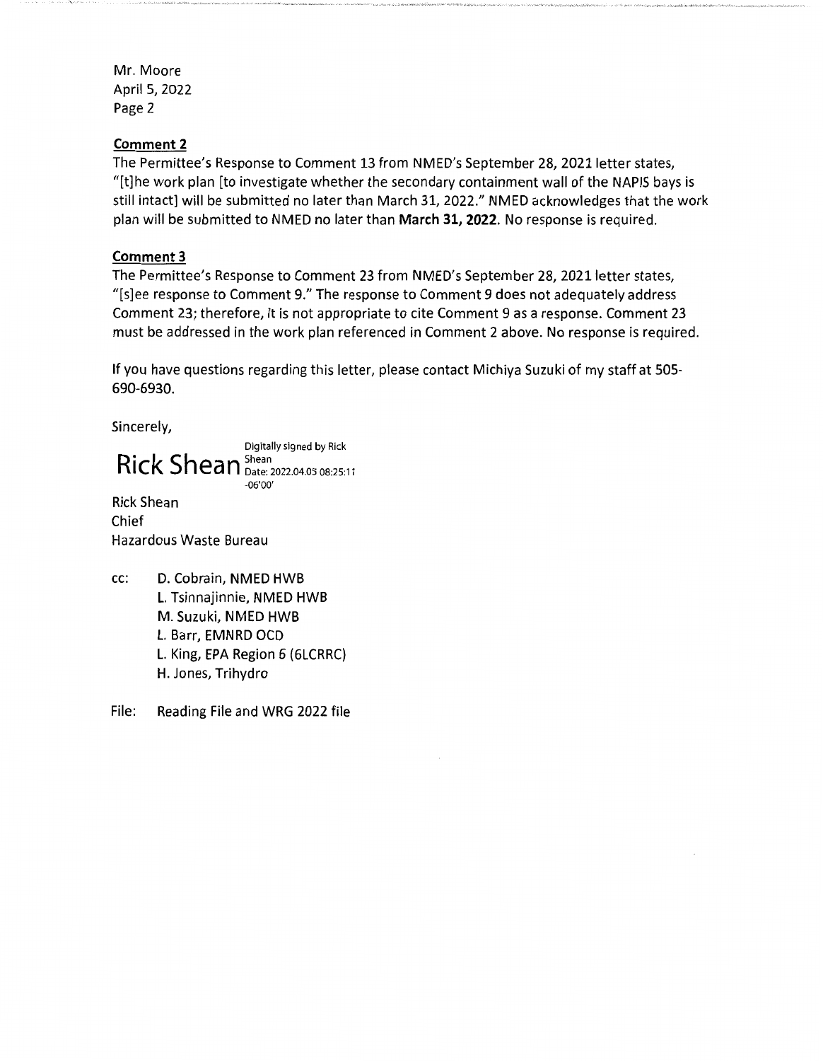Mr. Moore
April 5, 2022
Page 2

**Comment 2**

The Permittee's Response to Comment 13 from NMED's September 28, 2021 letter states, "[t]he work plan [to investigate whether the secondary containment wall of the NAPIS bays is still intact] will be submitted no later than March 31, 2022." NMED acknowledges that the work plan will be submitted to NMED no later than **March 31, 2022.** No response is required.

**Comment 3**

The Permittee's Response to Comment 23 from NMED's September 28, 2021 letter states, "[s]ee response to Comment 9." The response to Comment 9 does not adequately address Comment 23; therefore, it is not appropriate to cite Comment 9 as a response. Comment 23 must be addressed in the work plan referenced in Comment 2 above. No response is required.

If you have questions regarding this letter, please contact Michiya Suzuki of my staff at 505-690-6930.

Sincerely,

Rick Shean
Digitally signed by Rick Shean
Date: 2022.04.05 08:25:11 -06'00'

Rick Shean
Chief
Hazardous Waste Bureau

cc: D. Cobrain, NMED HWB
L. Tsinnajinnie, NMED HWB
M. Suzuki, NMED HWB
L. Barr, EMNRD OCD
L. King, EPA Region 6 (6LCRRC)
H. Jones, Trihydro

File: Reading File and WRG 2022 file